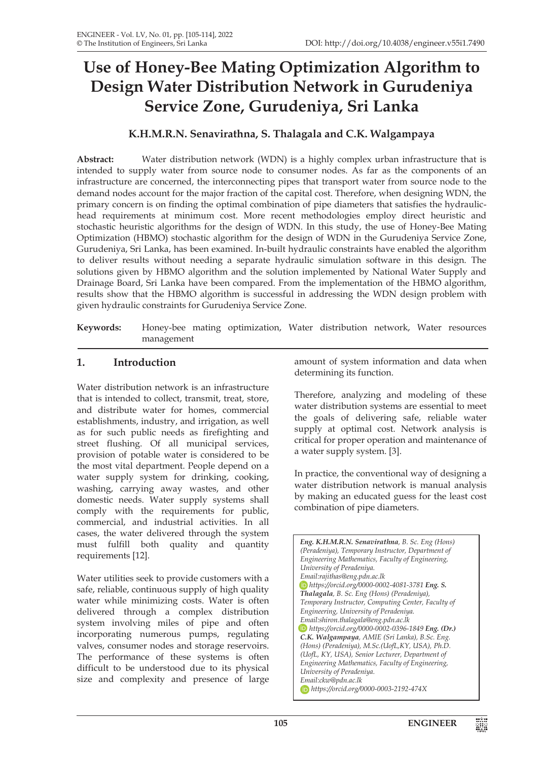# Use of Honey-Bee Mating Optimization Algorithm to Design Water Distribution Network in Gurudeniya Service Zone, Gurudeniya, Sri Lanka

**K.H.M.R.N. Senavirathna, S. Thalagala and C.K. Walgampaya**

**Abstract:** Water distribution network (WDN) is a highly complex urban infrastructure that is intended to supply water from source node to consumer nodes. As far as the components of an infrastructure are concerned, the interconnecting pipes that transport water from source node to the demand nodes account for the major fraction of the capital cost. Therefore, when designing WDN, the primary concern is on finding the optimal combination of pipe diameters that satisfies the hydraulic-head requirements at minimum cost. More recent methodologies employ direct heuristic and stochastic heuristic algorithms for the design of WDN. In this study, the use of Honey-Bee Mating Optimization (HBMO) stochastic algorithm for the design of WDN in the Gurudeniya Service Zone, Gurudeniya, Sri Lanka, has been examined. In-built hydraulic constraints have enabled the algorithm to deliver results without needing a separate hydraulic simulation software in this design. The solutions given by HBMO algorithm and the solution implemented by National Water Supply and Drainage Board, Sri Lanka have been compared. From the implementation of the HBMO algorithm, results show that the HBMO algorithm is successful in addressing the WDN design problem with given hydraulic constraints for Gurudeniya Service Zone.

**Keywords:** Honey-bee mating optimization, Water distribution network, Water resources management

## 1. Introduction

Water distribution network is an infrastructure that is intended to collect, transmit, treat, store, and distribute water for homes, commercial establishments, industry, and irrigation, as well as for such public needs as firefighting and street flushing. Of all municipal services, provision of potable water is considered to be the most vital department. People depend on a water supply system for drinking, cooking, washing, carrying away wastes, and other domestic needs. Water supply systems shall comply with the requirements for public, commercial, and industrial activities. In all cases, the water delivered through the system must fulfill both quality and quantity requirements [12].

Water utilities seek to provide customers with a safe, reliable, continuous supply of high quality water while minimizing costs. Water is often delivered through a complex distribution system involving miles of pipe and often incorporating numerous pumps, regulating valves, consumer nodes and storage reservoirs. The performance of these systems is often difficult to be understood due to its physical size and complexity and presence of large amount of system information and data when determining its function.

Therefore, analyzing and modeling of these water distribution systems are essential to meet the goals of delivering safe, reliable water supply at optimal cost. Network analysis is critical for proper operation and maintenance of a water supply system. [3].

In practice, the conventional way of designing a water distribution network is manual analysis by making an educated guess for the least cost combination of pipe diameters.

*Eng. K.H.M.R.N. Senavirathna, B. Sc. Eng (Hons) (Peradeniya), Temporary Instructor, Department of Engineering Mathematics, Faculty of Engineering, University of Peradeniya.*
*Email:rajithas@eng.pdn.ac.lk*
*https://orcid.org/0000-0002-4081-3781*

*Eng. S. Thalagala, B. Sc. Eng (Hons) (Peradeniya), Temporary Instructor, Computing Center, Faculty of Engineering, University of Peradeniya.*
*Email:shiron.thalagala@eng.pdn.ac.lk*
*https://orcid.org/0000-0002-0396-1849*

*Eng. (Dr.) C.K. Walgampaya, AMIE (Sri Lanka), B.Sc. Eng. (Hons) (Peradeniya), M.Sc.(UofL,KY, USA), Ph.D. (UofL, KY, USA), Senior Lecturer, Department of Engineering Mathematics, Faculty of Engineering, University of Peradeniya.*
*Email:ckw@pdn.ac.lk*
*https://orcid.org/0000-0003-2192-474X*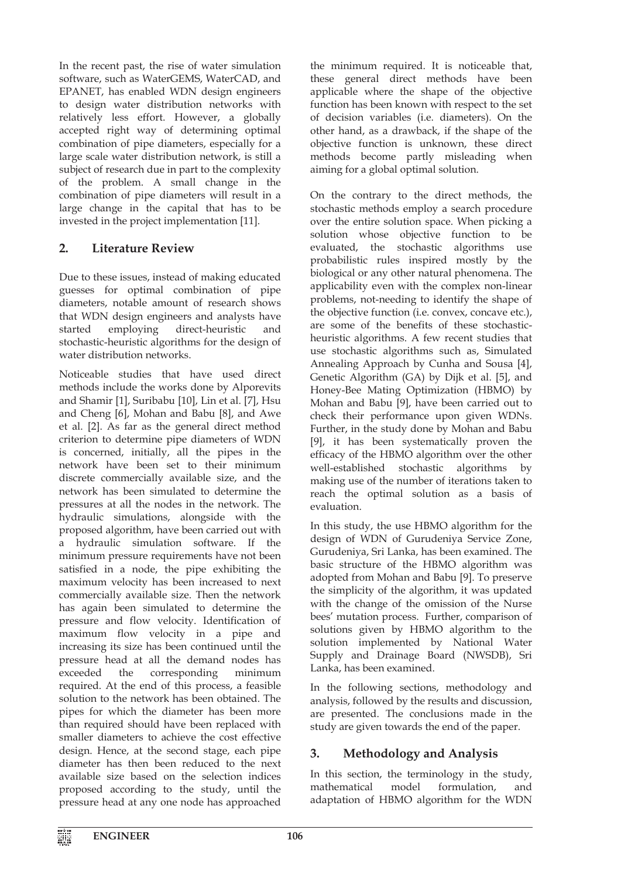In the recent past, the rise of water simulation software, such as WaterGEMS, WaterCAD, and EPANET, has enabled WDN design engineers to design water distribution networks with relatively less effort. However, a globally accepted right way of determining optimal combination of pipe diameters, especially for a large scale water distribution network, is still a subject of research due in part to the complexity of the problem. A small change in the combination of pipe diameters will result in a large change in the capital that has to be invested in the project implementation [11].

## 2. Literature Review

Due to these issues, instead of making educated guesses for optimal combination of pipe diameters, notable amount of research shows that WDN design engineers and analysts have started employing direct-heuristic and stochastic-heuristic algorithms for the design of water distribution networks.

Noticeable studies that have used direct methods include the works done by Alporevits and Shamir [1], Suribabu [10], Lin et al. [7], Hsu and Cheng [6], Mohan and Babu [8], and Awe et al. [2]. As far as the general direct method criterion to determine pipe diameters of WDN is concerned, initially, all the pipes in the network have been set to their minimum discrete commercially available size, and the network has been simulated to determine the pressures at all the nodes in the network. The hydraulic simulations, alongside with the proposed algorithm, have been carried out with a hydraulic simulation software. If the minimum pressure requirements have not been satisfied in a node, the pipe exhibiting the maximum velocity has been increased to next commercially available size. Then the network has again been simulated to determine the pressure and flow velocity. Identification of maximum flow velocity in a pipe and increasing its size has been continued until the pressure head at all the demand nodes has exceeded the corresponding minimum required. At the end of this process, a feasible solution to the network has been obtained. The pipes for which the diameter has been more than required should have been replaced with smaller diameters to achieve the cost effective design. Hence, at the second stage, each pipe diameter has then been reduced to the next available size based on the selection indices proposed according to the study, until the pressure head at any one node has approached the minimum required. It is noticeable that, these general direct methods have been applicable where the shape of the objective function has been known with respect to the set of decision variables (i.e. diameters). On the other hand, as a drawback, if the shape of the objective function is unknown, these direct methods become partly misleading when aiming for a global optimal solution.

On the contrary to the direct methods, the stochastic methods employ a search procedure over the entire solution space. When picking a solution whose objective function to be evaluated, the stochastic algorithms use probabilistic rules inspired mostly by the biological or any other natural phenomena. The applicability even with the complex non-linear problems, not-needing to identify the shape of the objective function (i.e. convex, concave etc.), are some of the benefits of these stochastic-heuristic algorithms. A few recent studies that use stochastic algorithms such as, Simulated Annealing Approach by Cunha and Sousa [4], Genetic Algorithm (GA) by Dijk et al. [5], and Honey-Bee Mating Optimization (HBMO) by Mohan and Babu [9], have been carried out to check their performance upon given WDNs. Further, in the study done by Mohan and Babu [9], it has been systematically proven the efficacy of the HBMO algorithm over the other well-established stochastic algorithms by making use of the number of iterations taken to reach the optimal solution as a basis of evaluation.

In this study, the use HBMO algorithm for the design of WDN of Gurudeniya Service Zone, Gurudeniya, Sri Lanka, has been examined. The basic structure of the HBMO algorithm was adopted from Mohan and Babu [9]. To preserve the simplicity of the algorithm, it was updated with the change of the omission of the Nurse bees' mutation process. Further, comparison of solutions given by HBMO algorithm to the solution implemented by National Water Supply and Drainage Board (NWSDB), Sri Lanka, has been examined.

In the following sections, methodology and analysis, followed by the results and discussion, are presented. The conclusions made in the study are given towards the end of the paper.

## 3. Methodology and Analysis

In this section, the terminology in the study, mathematical model formulation, and adaptation of HBMO algorithm for the WDN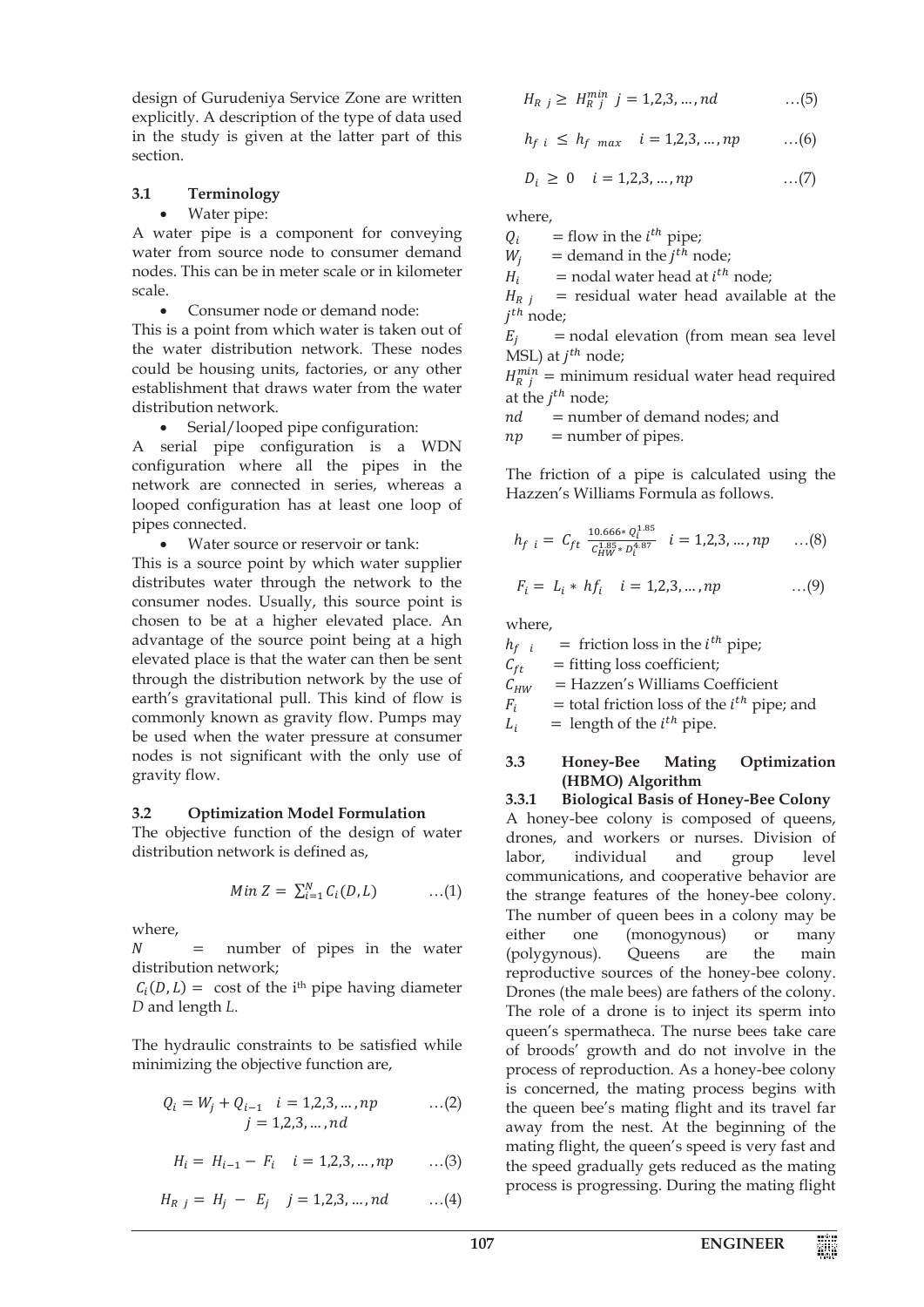design of Gurudeniya Service Zone are written explicitly. A description of the type of data used in the study is given at the latter part of this section.

### 3.1 Terminology

- Water pipe:

A water pipe is a component for conveying water from source node to consumer demand nodes. This can be in meter scale or in kilometer scale.

- Consumer node or demand node:

This is a point from which water is taken out of the water distribution network. These nodes could be housing units, factories, or any other establishment that draws water from the water distribution network.

- Serial/looped pipe configuration:

A serial pipe configuration is a WDN configuration where all the pipes in the network are connected in series, whereas a looped configuration has at least one loop of pipes connected.

- Water source or reservoir or tank:

This is a source point by which water supplier distributes water through the network to the consumer nodes. Usually, this source point is chosen to be at a higher elevated place. An advantage of the source point being at a high elevated place is that the water can then be sent through the distribution network by the use of earth's gravitational pull. This kind of flow is commonly known as gravity flow. Pumps may be used when the water pressure at consumer nodes is not significant with the only use of gravity flow.

### 3.2 Optimization Model Formulation

The objective function of the design of water distribution network is defined as,

$$Min\ Z = \sum_{i=1}^{N} C_i(D, L) \qquad \ldots(1)$$

where,

$N$ = number of pipes in the water distribution network;

$C_i(D, L)$ = cost of the i[th] pipe having diameter $D$ and length $L$.

The hydraulic constraints to be satisfied while minimizing the objective function are,

$$Q_i = W_j + Q_{i-1} \quad i = 1,2,3, \ldots, np \quad j = 1,2,3, \ldots, nd \qquad \ldots(2)$$

$$H_i = H_{i-1} - F_i \quad i = 1,2,3, \ldots, np \qquad \ldots(3)$$

$$H_{R\ j} = H_j - E_j \quad j = 1,2,3, \ldots, nd \qquad \ldots(4)$$

$$H_{R\ j} \geq H_{R\ j}^{min} \quad j = 1,2,3, \ldots, nd \qquad \ldots(5)$$

$$h_{f\ i} \leq h_{f\ max} \quad i = 1,2,3, \ldots, np \qquad \ldots(6)$$

$$D_i \geq 0 \quad i = 1,2,3, \ldots, np \qquad \ldots(7)$$

where,

$Q_i$ = flow in the $i^{th}$ pipe;

$W_j$ = demand in the $j^{th}$ node;

$H_i$ = nodal water head at $i^{th}$ node;

$H_{R\ j}$ = residual water head available at the $j^{th}$ node;

$E_j$ = nodal elevation (from mean sea level MSL) at $j^{th}$ node;

$H_{R\ j}^{min}$ = minimum residual water head required at the $j^{th}$ node;

$nd$ = number of demand nodes; and

$np$ = number of pipes.

The friction of a pipe is calculated using the Hazzen's Williams Formula as follows.

$$h_{f\ i} = C_{ft}\ \frac{10.666 * Q_i^{1.85}}{C_{HW}^{1.85} * D_i^{4.87}} \quad i = 1,2,3, \ldots, np \qquad \ldots(8)$$

$$F_i = L_i * hf_i \quad i = 1,2,3, \ldots, np \qquad \ldots(9)$$

where,

$h_{f\ i}$ = friction loss in the $i^{th}$ pipe;

$C_{ft}$ = fitting loss coefficient;

$C_{HW}$ = Hazzen's Williams Coefficient

$F_i$ = total friction loss of the $i^{th}$ pipe; and

$L_i$ = length of the $i^{th}$ pipe.

### 3.3 Honey-Bee Mating Optimization (HBMO) Algorithm

#### 3.3.1 Biological Basis of Honey-Bee Colony

A honey-bee colony is composed of queens, drones, and workers or nurses. Division of labor, individual and group level communications, and cooperative behavior are the strange features of the honey-bee colony. The number of queen bees in a colony may be either one (monogynous) or many (polygynous). Queens are the main reproductive sources of the honey-bee colony. Drones (the male bees) are fathers of the colony. The role of a drone is to inject its sperm into queen's spermatheca. The nurse bees take care of broods' growth and do not involve in the process of reproduction. As a honey-bee colony is concerned, the mating process begins with the queen bee's mating flight and its travel far away from the nest. At the beginning of the mating flight, the queen's speed is very fast and the speed gradually gets reduced as the mating process is progressing. During the mating flight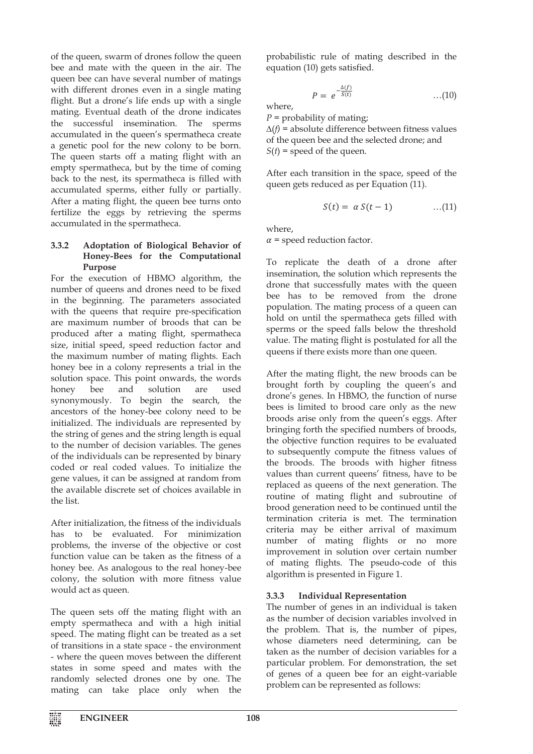of the queen, swarm of drones follow the queen bee and mate with the queen in the air. The queen bee can have several number of matings with different drones even in a single mating flight. But a drone's life ends up with a single mating. Eventual death of the drone indicates the successful insemination. The sperms accumulated in the queen's spermatheca create a genetic pool for the new colony to be born. The queen starts off a mating flight with an empty spermatheca, but by the time of coming back to the nest, its spermatheca is filled with accumulated sperms, either fully or partially. After a mating flight, the queen bee turns onto fertilize the eggs by retrieving the sperms accumulated in the spermatheca.

### 3.3.2 Adoptation of Biological Behavior of Honey-Bees for the Computational Purpose

For the execution of HBMO algorithm, the number of queens and drones need to be fixed in the beginning. The parameters associated with the queens that require pre-specification are maximum number of broods that can be produced after a mating flight, spermatheca size, initial speed, speed reduction factor and the maximum number of mating flights. Each honey bee in a colony represents a trial in the solution space. This point onwards, the words honey bee and solution are used synonymously. To begin the search, the ancestors of the honey-bee colony need to be initialized. The individuals are represented by the string of genes and the string length is equal to the number of decision variables. The genes of the individuals can be represented by binary coded or real coded values. To initialize the gene values, it can be assigned at random from the available discrete set of choices available in the list.

After initialization, the fitness of the individuals has to be evaluated. For minimization problems, the inverse of the objective or cost function value can be taken as the fitness of a honey bee. As analogous to the real honey-bee colony, the solution with more fitness value would act as queen.

The queen sets off the mating flight with an empty spermatheca and with a high initial speed. The mating flight can be treated as a set of transitions in a state space - the environment - where the queen moves between the different states in some speed and mates with the randomly selected drones one by one. The mating can take place only when the probabilistic rule of mating described in the equation (10) gets satisfied.

$$P = e^{-\frac{\Delta(f)}{S(t)}} \qquad \text{...(10)}$$

where,

$P$ = probability of mating;

$\Delta(f)$ = absolute difference between fitness values of the queen bee and the selected drone; and

$S(t)$ = speed of the queen.

After each transition in the space, speed of the queen gets reduced as per Equation (11).

$$S(t) = \alpha \, S(t-1) \qquad \text{...(11)}$$

where,

$\alpha$ = speed reduction factor.

To replicate the death of a drone after insemination, the solution which represents the drone that successfully mates with the queen bee has to be removed from the drone population. The mating process of a queen can hold on until the spermatheca gets filled with sperms or the speed falls below the threshold value. The mating flight is postulated for all the queens if there exists more than one queen.

After the mating flight, the new broods can be brought forth by coupling the queen's and drone's genes. In HBMO, the function of nurse bees is limited to brood care only as the new broods arise only from the queen's eggs. After bringing forth the specified numbers of broods, the objective function requires to be evaluated to subsequently compute the fitness values of the broods. The broods with higher fitness values than current queens' fitness, have to be replaced as queens of the next generation. The routine of mating flight and subroutine of brood generation need to be continued until the termination criteria is met. The termination criteria may be either arrival of maximum number of mating flights or no more improvement in solution over certain number of mating flights. The pseudo-code of this algorithm is presented in Figure 1.

### 3.3.3 Individual Representation

The number of genes in an individual is taken as the number of decision variables involved in the problem. That is, the number of pipes, whose diameters need determining, can be taken as the number of decision variables for a particular problem. For demonstration, the set of genes of a queen bee for an eight-variable problem can be represented as follows: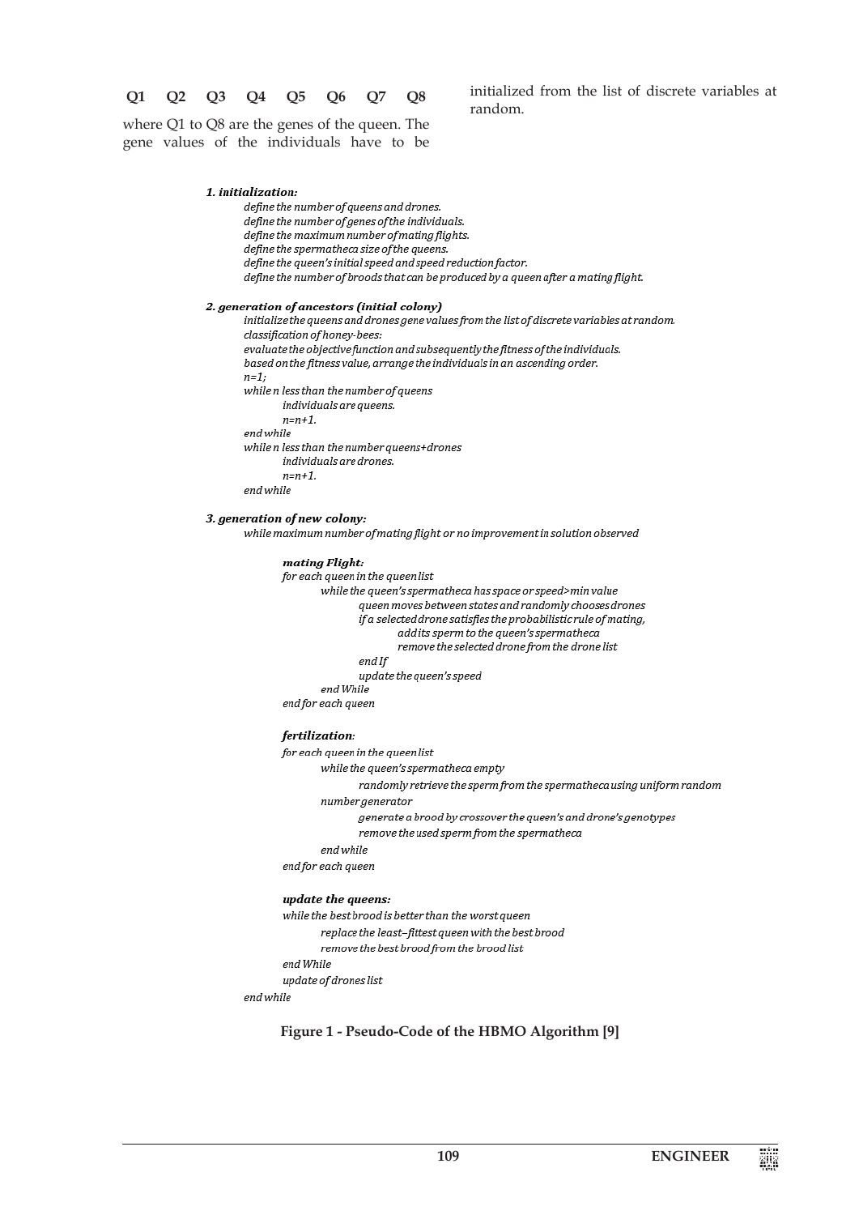**Q1 Q2 Q3 Q4 Q5 Q6 Q7 Q8**

where Q1 to Q8 are the genes of the queen. The gene values of the individuals have to be initialized from the list of discrete variables at random.

```
1. initialization:
        define the number of queens and drones.
        define the number of genes of the individuals.
        define the maximum number of mating flights.
        define the spermatheca size of the queens.
        define the queen's initial speed and speed reduction factor.
        define the number of broods that can be produced by a queen after a mating flight.

2. generation of ancestors (initial colony)
        initialize the queens and drones gene values from the list of discrete variables at random.
        classification of honey-bees:
        evaluate the objective function and subsequently the fitness of the individuals.
        based on the fitness value, arrange the individuals in an ascending order.
        n=1;
        while n less than the number of queens
                individuals are queens.
                n=n+1.
        end while
        while n less than the number queens+drones
                individuals are drones.
                n=n+1.
        end while

3. generation of new colony:
        while maximum number of mating flight or no improvement in solution observed

                mating Flight:
                for each queen in the queen list
                        while the queen's spermatheca has space or speed>min value
                                queen moves between states and randomly chooses drones
                                if a selected drone satisfies the probabilistic rule of mating,
                                        add its sperm to the queen's spermatheca
                                        remove the selected drone from the drone list
                                end If
                                update the queen's speed
                        end While
                end for each queen

                fertilization:
                for each queen in the queen list
                        while the queen's spermatheca empty
                                randomly retrieve the sperm from the spermatheca using uniform random
                        number generator
                                generate a brood by crossover the queen's and drone's genotypes
                                remove the used sperm from the spermatheca
                        end while
                end for each queen

                update the queens:
                while the best brood is better than the worst queen
                        replace the least–fittest queen with the best brood
                        remove the best brood from the brood list
                end While
                update of drones list
        end while
```

**Figure 1 - Pseudo-Code of the HBMO Algorithm [9]**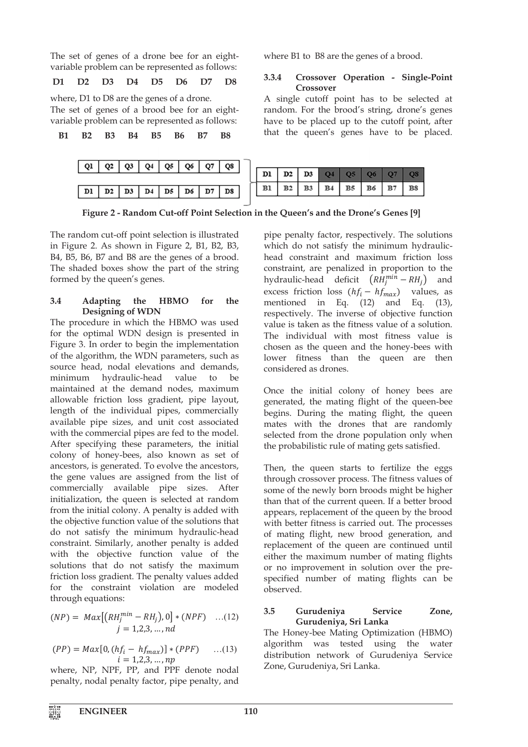The set of genes of a drone bee for an eight-variable problem can be represented as follows:

**D1 D2 D3 D4 D5 D6 D7 D8**

where, D1 to D8 are the genes of a drone.

The set of genes of a brood bee for an eight-variable problem can be represented as follows:

**B1 B2 B3 B4 B5 B6 B7 B8**

where B1 to B8 are the genes of a brood.

### 3.3.4 Crossover Operation - Single-Point Crossover

A single cutoff point has to be selected at random. For the brood's string, drone's genes have to be placed up to the cutoff point, after that the queen's genes have to be placed.

| Q1 | Q2 | Q3 | Q4 | Q5 | Q6 | Q7 | Q8 |
|---|---|---|---|---|---|---|---|
| D1 | D2 | D3 | D4 | D5 | D6 | D7 | D8 |

| D1 | D2 | D3 | Q4 | Q5 | Q6 | Q7 | Q8 |
|---|---|---|---|---|---|---|---|
| B1 | B2 | B3 | B4 | B5 | B6 | B7 | B8 |

**Figure 2 - Random Cut-off Point Selection in the Queen's and the Drone's Genes [9]**

The random cut-off point selection is illustrated in Figure 2. As shown in Figure 2, B1, B2, B3, B4, B5, B6, B7 and B8 are the genes of a brood. The shaded boxes show the part of the string formed by the queen's genes.

## 3.4 Adapting the HBMO for the Designing of WDN

The procedure in which the HBMO was used for the optimal WDN design is presented in Figure 3. In order to begin the implementation of the algorithm, the WDN parameters, such as source head, nodal elevations and demands, minimum hydraulic-head value to be maintained at the demand nodes, maximum allowable friction loss gradient, pipe layout, length of the individual pipes, commercially available pipe sizes, and unit cost associated with the commercial pipes are fed to the model. After specifying these parameters, the initial colony of honey-bees, also known as set of ancestors, is generated. To evolve the ancestors, the gene values are assigned from the list of commercially available pipe sizes. After initialization, the queen is selected at random from the initial colony. A penalty is added with the objective function value of the solutions that do not satisfy the minimum hydraulic-head constraint. Similarly, another penalty is added with the objective function value of the solutions that do not satisfy the maximum friction loss gradient. The penalty values added for the constraint violation are modeled through equations:

$$(NP) = Max\left[\left(RH_j^{min} - RH_j\right), 0\right] * (NPF) \quad \ldots(12)$$
$$j = 1,2,3, \ldots, nd$$

$$(PP) = Max[0, (hf_i - hf_{max})] * (PPF) \quad \ldots(13)$$
$$i = 1,2,3, \ldots, np$$

where, NP, NPF, PP, and PPF denote nodal penalty, nodal penalty factor, pipe penalty, and pipe penalty factor, respectively. The solutions which do not satisfy the minimum hydraulic-head constraint and maximum friction loss constraint, are penalized in proportion to the hydraulic-head deficit $\left(RH_j^{min} - RH_j\right)$ and excess friction loss $(hf_i - hf_{max})$ values, as mentioned in Eq. (12) and Eq. (13), respectively. The inverse of objective function value is taken as the fitness value of a solution. The individual with most fitness value is chosen as the queen and the honey-bees with lower fitness than the queen are then considered as drones.

Once the initial colony of honey bees are generated, the mating flight of the queen-bee begins. During the mating flight, the queen mates with the drones that are randomly selected from the drone population only when the probabilistic rule of mating gets satisfied.

Then, the queen starts to fertilize the eggs through crossover process. The fitness values of some of the newly born broods might be higher than that of the current queen. If a better brood appears, replacement of the queen by the brood with better fitness is carried out. The processes of mating flight, new brood generation, and replacement of the queen are continued until either the maximum number of mating flights or no improvement in solution over the pre-specified number of mating flights can be observed.

## 3.5 Gurudeniya Service Zone, Gurudeniya, Sri Lanka

The Honey-bee Mating Optimization (HBMO) algorithm was tested using the water distribution network of Gurudeniya Service Zone, Gurudeniya, Sri Lanka.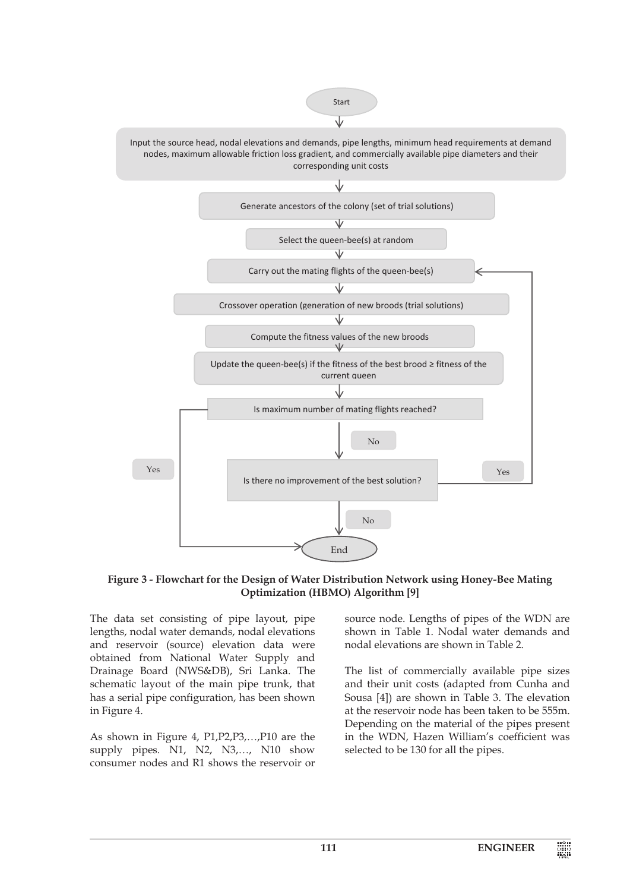```
Start
  ↓
Input the source head, nodal elevations and demands, pipe lengths, minimum head requirements at demand nodes, maximum allowable friction loss gradient, and commercially available pipe diameters and their corresponding unit costs
  ↓
Generate ancestors of the colony (set of trial solutions)
  ↓
Select the queen-bee(s) at random
  ↓
Carry out the mating flights of the queen-bee(s)  <──────────────┐
  ↓                                                              │
Crossover operation (generation of new broods (trial solutions) │
  ↓                                                              │
Compute the fitness values of the new broods                     │
  ↓                                                              │
Update the queen-bee(s) if the fitness of the best brood ≥ fitness of the current queen
  ↓                                                              │
Is maximum number of mating flights reached? ── Yes ──> End      │
  ↓ No                                                           │
Is there no improvement of the best solution? ── Yes ────────────┘
  ↓ No
End
```

**Figure 3 - Flowchart for the Design of Water Distribution Network using Honey-Bee Mating Optimization (HBMO) Algorithm [9]**

The data set consisting of pipe layout, pipe lengths, nodal water demands, nodal elevations and reservoir (source) elevation data were obtained from National Water Supply and Drainage Board (NWS&DB), Sri Lanka. The schematic layout of the main pipe trunk, that has a serial pipe configuration, has been shown in Figure 4.

As shown in Figure 4, P1,P2,P3,…,P10 are the supply pipes. N1, N2, N3,…, N10 show consumer nodes and R1 shows the reservoir or source node. Lengths of pipes of the WDN are shown in Table 1. Nodal water demands and nodal elevations are shown in Table 2.

The list of commercially available pipe sizes and their unit costs (adapted from Cunha and Sousa [4]) are shown in Table 3. The elevation at the reservoir node has been taken to be 555m. Depending on the material of the pipes present in the WDN, Hazen William's coefficient was selected to be 130 for all the pipes.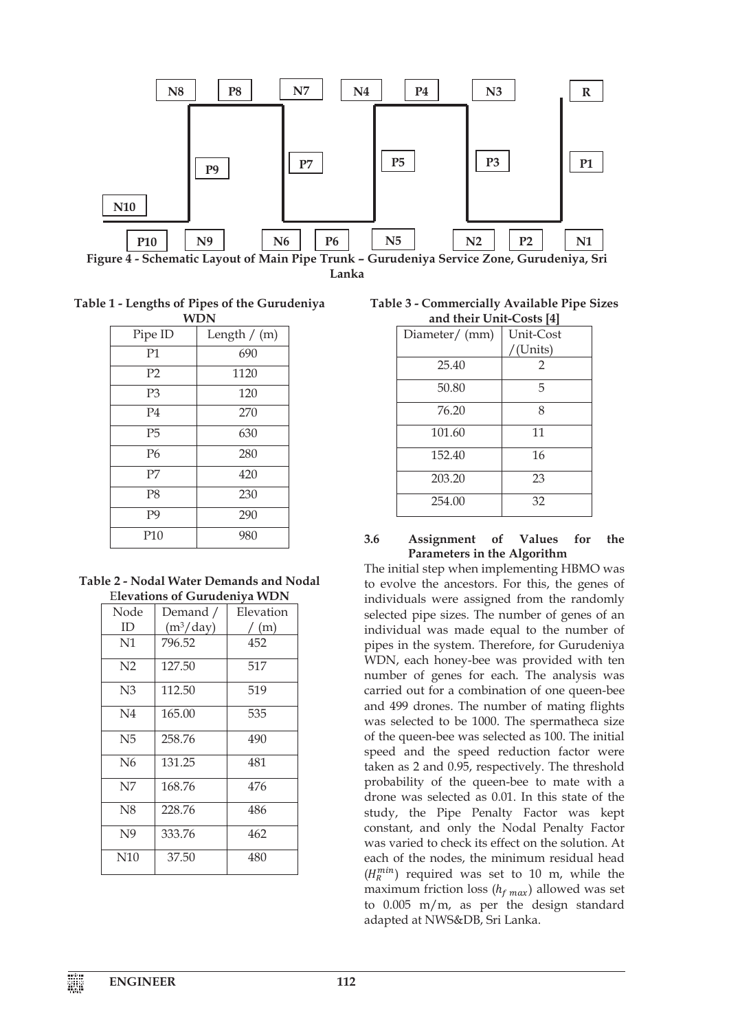Figure 4 - Schematic Layout of Main Pipe Trunk – Gurudeniya Service Zone, Gurudeniya, Sri Lanka

**Table 1 - Lengths of Pipes of the Gurudeniya WDN**

| Pipe ID | Length / (m) |
|---|---|
| P1 | 690 |
| P2 | 1120 |
| P3 | 120 |
| P4 | 270 |
| P5 | 630 |
| P6 | 280 |
| P7 | 420 |
| P8 | 230 |
| P9 | 290 |
| P10 | 980 |

**Table 2 - Nodal Water Demands and Nodal Elevations of Gurudeniya WDN**

| Node ID | Demand / ($m^3$/day) | Elevation / (m) |
|---|---|---|
| N1 | 796.52 | 452 |
| N2 | 127.50 | 517 |
| N3 | 112.50 | 519 |
| N4 | 165.00 | 535 |
| N5 | 258.76 | 490 |
| N6 | 131.25 | 481 |
| N7 | 168.76 | 476 |
| N8 | 228.76 | 486 |
| N9 | 333.76 | 462 |
| N10 | 37.50 | 480 |

**Table 3 - Commercially Available Pipe Sizes and their Unit-Costs [4]**

| Diameter/ (mm) | Unit-Cost /(Units) |
|---|---|
| 25.40 | 2 |
| 50.80 | 5 |
| 76.20 | 8 |
| 101.60 | 11 |
| 152.40 | 16 |
| 203.20 | 23 |
| 254.00 | 32 |

### 3.6 Assignment of Values for the Parameters in the Algorithm

The initial step when implementing HBMO was to evolve the ancestors. For this, the genes of individuals were assigned from the randomly selected pipe sizes. The number of genes of an individual was made equal to the number of pipes in the system. Therefore, for Gurudeniya WDN, each honey-bee was provided with ten number of genes for each. The analysis was carried out for a combination of one queen-bee and 499 drones. The number of mating flights was selected to be 1000. The spermatheca size of the queen-bee was selected as 100. The initial speed and the speed reduction factor were taken as 2 and 0.95, respectively. The threshold probability of the queen-bee to mate with a drone was selected as 0.01. In this state of the study, the Pipe Penalty Factor was kept constant, and only the Nodal Penalty Factor was varied to check its effect on the solution. At each of the nodes, the minimum residual head ($H_R^{min}$) required was set to 10 m, while the maximum friction loss ($h_{f\,max}$) allowed was set to 0.005 m/m, as per the design standard adapted at NWS&DB, Sri Lanka.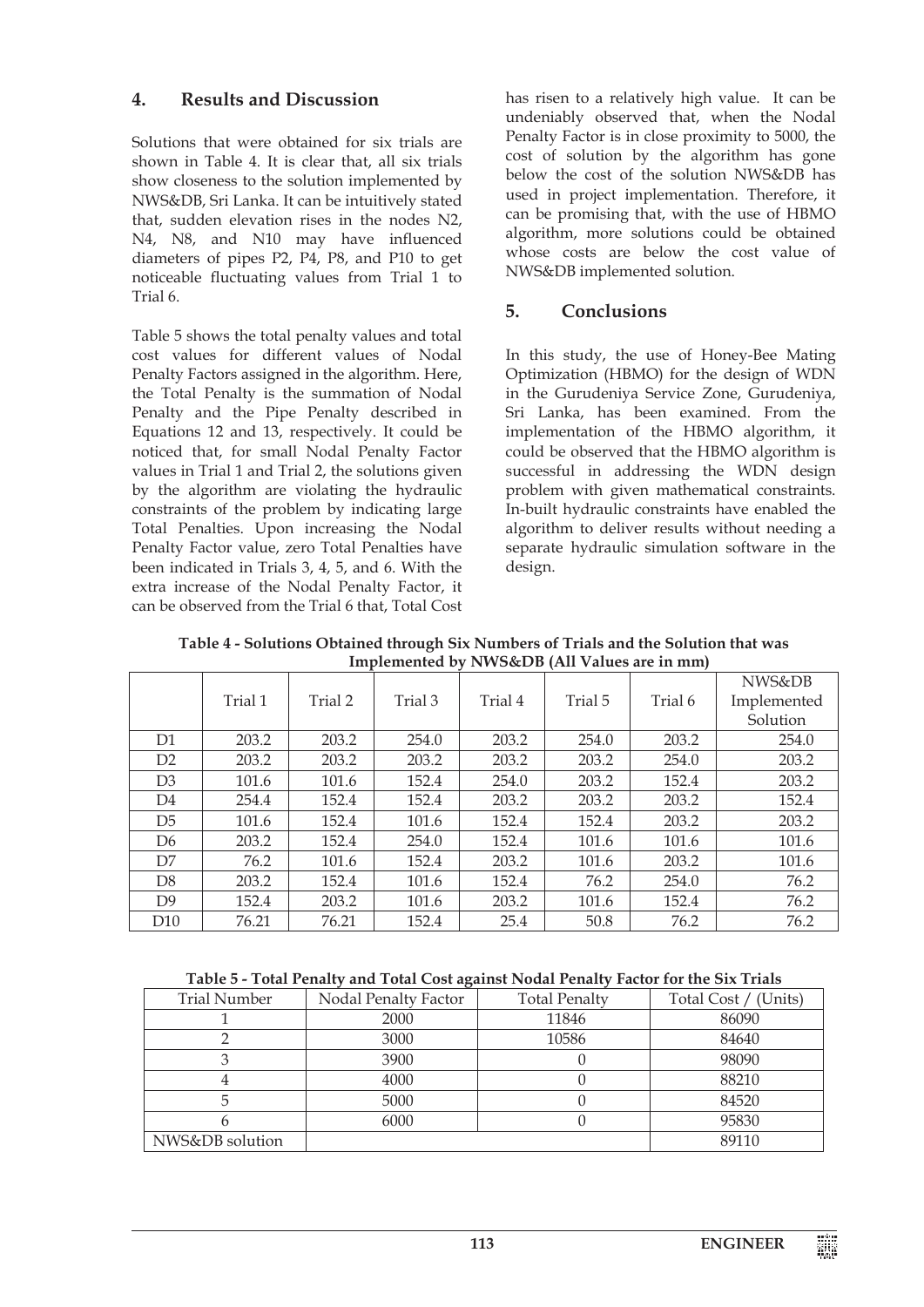## 4. Results and Discussion

Solutions that were obtained for six trials are shown in Table 4. It is clear that, all six trials show closeness to the solution implemented by NWS&DB, Sri Lanka. It can be intuitively stated that, sudden elevation rises in the nodes N2, N4, N8, and N10 may have influenced diameters of pipes P2, P4, P8, and P10 to get noticeable fluctuating values from Trial 1 to Trial 6.

Table 5 shows the total penalty values and total cost values for different values of Nodal Penalty Factors assigned in the algorithm. Here, the Total Penalty is the summation of Nodal Penalty and the Pipe Penalty described in Equations 12 and 13, respectively. It could be noticed that, for small Nodal Penalty Factor values in Trial 1 and Trial 2, the solutions given by the algorithm are violating the hydraulic constraints of the problem by indicating large Total Penalties. Upon increasing the Nodal Penalty Factor value, zero Total Penalties have been indicated in Trials 3, 4, 5, and 6. With the extra increase of the Nodal Penalty Factor, it can be observed from the Trial 6 that, Total Cost has risen to a relatively high value. It can be undeniably observed that, when the Nodal Penalty Factor is in close proximity to 5000, the cost of solution by the algorithm has gone below the cost of the solution NWS&DB has used in project implementation. Therefore, it can be promising that, with the use of HBMO algorithm, more solutions could be obtained whose costs are below the cost value of NWS&DB implemented solution.

## 5. Conclusions

In this study, the use of Honey-Bee Mating Optimization (HBMO) for the design of WDN in the Gurudeniya Service Zone, Gurudeniya, Sri Lanka, has been examined. From the implementation of the HBMO algorithm, it could be observed that the HBMO algorithm is successful in addressing the WDN design problem with given mathematical constraints. In-built hydraulic constraints have enabled the algorithm to deliver results without needing a separate hydraulic simulation software in the design.

**Table 4 - Solutions Obtained through Six Numbers of Trials and the Solution that was Implemented by NWS&DB (All Values are in mm)**

| | Trial 1 | Trial 2 | Trial 3 | Trial 4 | Trial 5 | Trial 6 | NWS&DB Implemented Solution |
|---|---|---|---|---|---|---|---|
| D1 | 203.2 | 203.2 | 254.0 | 203.2 | 254.0 | 203.2 | 254.0 |
| D2 | 203.2 | 203.2 | 203.2 | 203.2 | 203.2 | 254.0 | 203.2 |
| D3 | 101.6 | 101.6 | 152.4 | 254.0 | 203.2 | 152.4 | 203.2 |
| D4 | 254.4 | 152.4 | 152.4 | 203.2 | 203.2 | 203.2 | 152.4 |
| D5 | 101.6 | 152.4 | 101.6 | 152.4 | 152.4 | 203.2 | 203.2 |
| D6 | 203.2 | 152.4 | 254.0 | 152.4 | 101.6 | 101.6 | 101.6 |
| D7 | 76.2 | 101.6 | 152.4 | 203.2 | 101.6 | 203.2 | 101.6 |
| D8 | 203.2 | 152.4 | 101.6 | 152.4 | 76.2 | 254.0 | 76.2 |
| D9 | 152.4 | 203.2 | 101.6 | 203.2 | 101.6 | 152.4 | 76.2 |
| D10 | 76.21 | 76.21 | 152.4 | 25.4 | 50.8 | 76.2 | 76.2 |

**Table 5 - Total Penalty and Total Cost against Nodal Penalty Factor for the Six Trials**

| Trial Number | Nodal Penalty Factor | Total Penalty | Total Cost / (Units) |
|---|---|---|---|
| 1 | 2000 | 11846 | 86090 |
| 2 | 3000 | 10586 | 84640 |
| 3 | 3900 | 0 | 98090 |
| 4 | 4000 | 0 | 88210 |
| 5 | 5000 | 0 | 84520 |
| 6 | 6000 | 0 | 95830 |
| NWS&DB solution | | | 89110 |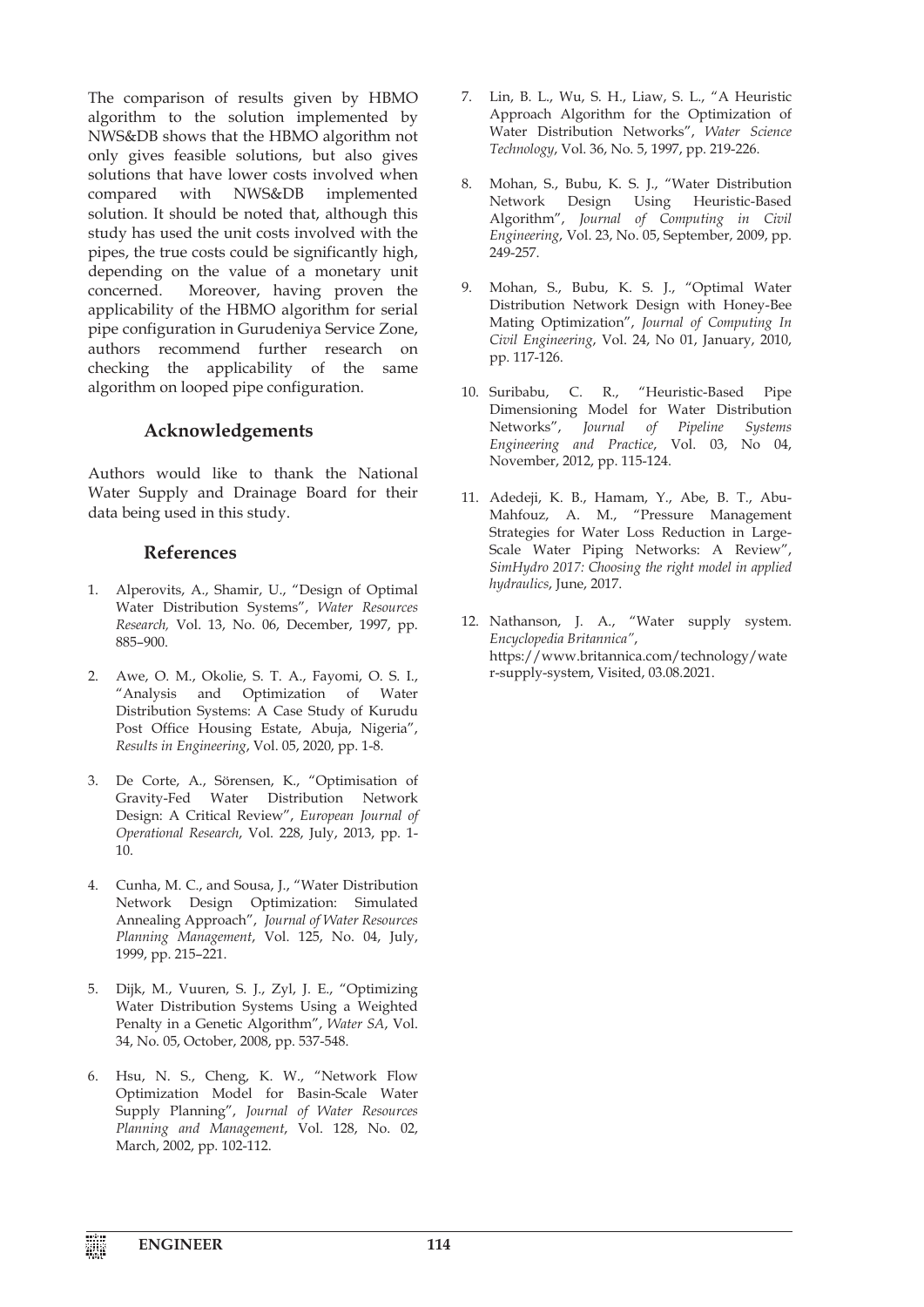The comparison of results given by HBMO algorithm to the solution implemented by NWS&DB shows that the HBMO algorithm not only gives feasible solutions, but also gives solutions that have lower costs involved when compared with NWS&DB implemented solution. It should be noted that, although this study has used the unit costs involved with the pipes, the true costs could be significantly high, depending on the value of a monetary unit concerned. Moreover, having proven the applicability of the HBMO algorithm for serial pipe configuration in Gurudeniya Service Zone, authors recommend further research on checking the applicability of the same algorithm on looped pipe configuration.

## Acknowledgements

Authors would like to thank the National Water Supply and Drainage Board for their data being used in this study.

## References

1. Alperovits, A., Shamir, U., "Design of Optimal Water Distribution Systems", *Water Resources Research,* Vol. 13, No. 06, December, 1997, pp. 885–900.

2. Awe, O. M., Okolie, S. T. A., Fayomi, O. S. I., "Analysis and Optimization of Water Distribution Systems: A Case Study of Kurudu Post Office Housing Estate, Abuja, Nigeria", *Results in Engineering*, Vol. 05, 2020, pp. 1-8.

3. De Corte, A., Sörensen, K., "Optimisation of Gravity-Fed Water Distribution Network Design: A Critical Review", *European Journal of Operational Research*, Vol. 228, July, 2013, pp. 1-10.

4. Cunha, M. C., and Sousa, J., "Water Distribution Network Design Optimization: Simulated Annealing Approach", *Journal of Water Resources Planning Management*, Vol. 125, No. 04, July, 1999, pp. 215–221.

5. Dijk, M., Vuuren, S. J., Zyl, J. E., "Optimizing Water Distribution Systems Using a Weighted Penalty in a Genetic Algorithm", *Water SA*, Vol. 34, No. 05, October, 2008, pp. 537-548.

6. Hsu, N. S., Cheng, K. W., "Network Flow Optimization Model for Basin-Scale Water Supply Planning", *Journal of Water Resources Planning and Management*, Vol. 128, No. 02, March, 2002, pp. 102-112.

7. Lin, B. L., Wu, S. H., Liaw, S. L., "A Heuristic Approach Algorithm for the Optimization of Water Distribution Networks", *Water Science Technology*, Vol. 36, No. 5, 1997, pp. 219-226.

8. Mohan, S., Bubu, K. S. J., "Water Distribution Network Design Using Heuristic-Based Algorithm", *Journal of Computing in Civil Engineering*, Vol. 23, No. 05, September, 2009, pp. 249-257.

9. Mohan, S., Bubu, K. S. J., "Optimal Water Distribution Network Design with Honey-Bee Mating Optimization", *Journal of Computing In Civil Engineering*, Vol. 24, No 01, January, 2010, pp. 117-126.

10. Suribabu, C. R., "Heuristic-Based Pipe Dimensioning Model for Water Distribution Networks", *Journal of Pipeline Systems Engineering and Practice*, Vol. 03, No 04, November, 2012, pp. 115-124.

11. Adedeji, K. B., Hamam, Y., Abe, B. T., Abu-Mahfouz, A. M., "Pressure Management Strategies for Water Loss Reduction in Large-Scale Water Piping Networks: A Review", *SimHydro 2017: Choosing the right model in applied hydraulics*, June, 2017.

12. Nathanson, J. A., "Water supply system. *Encyclopedia Britannica"*, https://www.britannica.com/technology/water-supply-system, Visited, 03.08.2021.